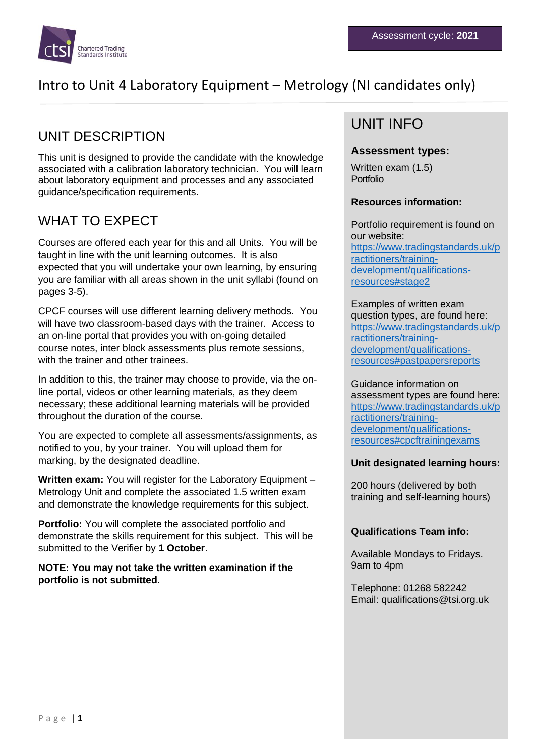Assessment cycle: **2021**

# Intro to Unit 4 Laboratory Equipment – Metrology (NI candidates only)

## UNIT DESCRIPTION

This unit is designed to provide the candidate with the knowledge associated with a calibration laboratory technician. You will learn about laboratory equipment and processes and any associated guidance/specification requirements.

## WHAT TO EXPECT

Courses are offered each year for this and all Units. You will be taught in line with the unit learning outcomes. It is also expected that you will undertake your own learning, by ensuring you are familiar with all areas shown in the unit syllabi (found on pages 3-5).

CPCF courses will use different learning delivery methods. You will have two classroom-based days with the trainer. Access to an on-line portal that provides you with on-going detailed course notes, inter block assessments plus remote sessions, with the trainer and other trainees.

In addition to this, the trainer may choose to provide, via the on-line portal, videos or other learning materials, as they deem necessary; these additional learning materials will be provided throughout the duration of the course.

You are expected to complete all assessments/assignments, as notified to you, by your trainer. You will upload them for marking, by the designated deadline.

**Written exam:** You will register for the Laboratory Equipment – Metrology Unit and complete the associated 1.5 written exam and demonstrate the knowledge requirements for this subject.

**Portfolio:** You will complete the associated portfolio and demonstrate the skills requirement for this subject. This will be submitted to the Verifier by **1 October**.

**NOTE: You may not take the written examination if the portfolio is not submitted.**

## UNIT INFO

**Assessment types:**

Written exam (1.5)
Portfolio

**Resources information:**

Portfolio requirement is found on our website: https://www.tradingstandards.uk/practitioners/training-development/qualifications-resources#stage2

Examples of written exam question types, are found here: https://www.tradingstandards.uk/practitioners/training-development/qualifications-resources#pastpapersreports

Guidance information on assessment types are found here: https://www.tradingstandards.uk/practitioners/training-development/qualifications-resources#cpcftrainingexams

**Unit designated learning hours:**

200 hours (delivered by both training and self-learning hours)

**Qualifications Team info:**

Available Mondays to Fridays. 9am to 4pm

Telephone: 01268 582242
Email: qualifications@tsi.org.uk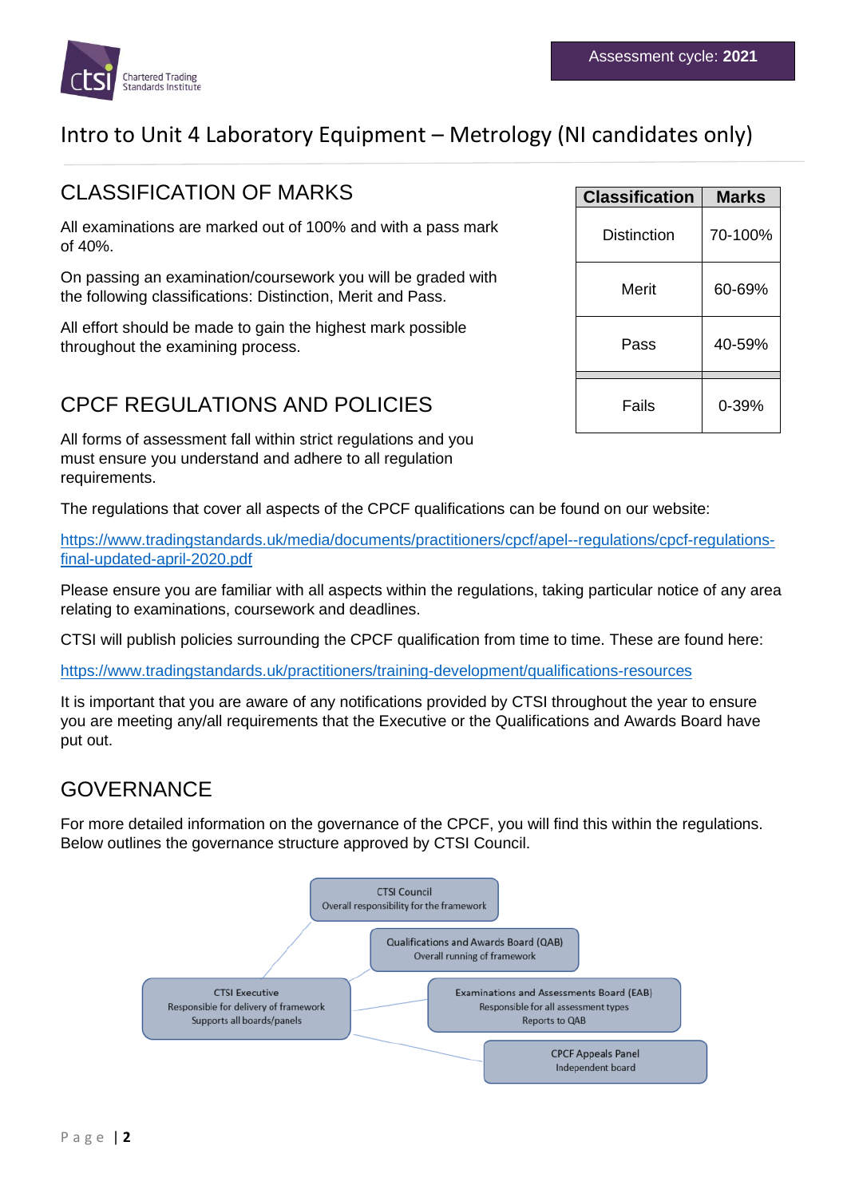Assessment cycle: **2021**

# Intro to Unit 4 Laboratory Equipment – Metrology (NI candidates only)

## CLASSIFICATION OF MARKS

All examinations are marked out of 100% and with a pass mark of 40%.

On passing an examination/coursework you will be graded with the following classifications: Distinction, Merit and Pass.

All effort should be made to gain the highest mark possible throughout the examining process.

| Classification | Marks |
| --- | --- |
| Distinction | 70-100% |
| Merit | 60-69% |
| Pass | 40-59% |
| Fails | 0-39% |

## CPCF REGULATIONS AND POLICIES

All forms of assessment fall within strict regulations and you must ensure you understand and adhere to all regulation requirements.

The regulations that cover all aspects of the CPCF qualifications can be found on our website:

https://www.tradingstandards.uk/media/documents/practitioners/cpcf/apel--regulations/cpcf-regulations-final-updated-april-2020.pdf

Please ensure you are familiar with all aspects within the regulations, taking particular notice of any area relating to examinations, coursework and deadlines.

CTSI will publish policies surrounding the CPCF qualification from time to time. These are found here:

https://www.tradingstandards.uk/practitioners/training-development/qualifications-resources

It is important that you are aware of any notifications provided by CTSI throughout the year to ensure you are meeting any/all requirements that the Executive or the Qualifications and Awards Board have put out.

## GOVERNANCE

For more detailed information on the governance of the CPCF, you will find this within the regulations. Below outlines the governance structure approved by CTSI Council.

- CTSI Council – Overall responsibility for the framework
- Qualifications and Awards Board (QAB) – Overall running of framework
- CTSI Executive – Responsible for delivery of framework; Supports all boards/panels
- Examinations and Assessments Board (EAB) – Responsible for all assessment types; Reports to QAB
- CPCF Appeals Panel – Independent board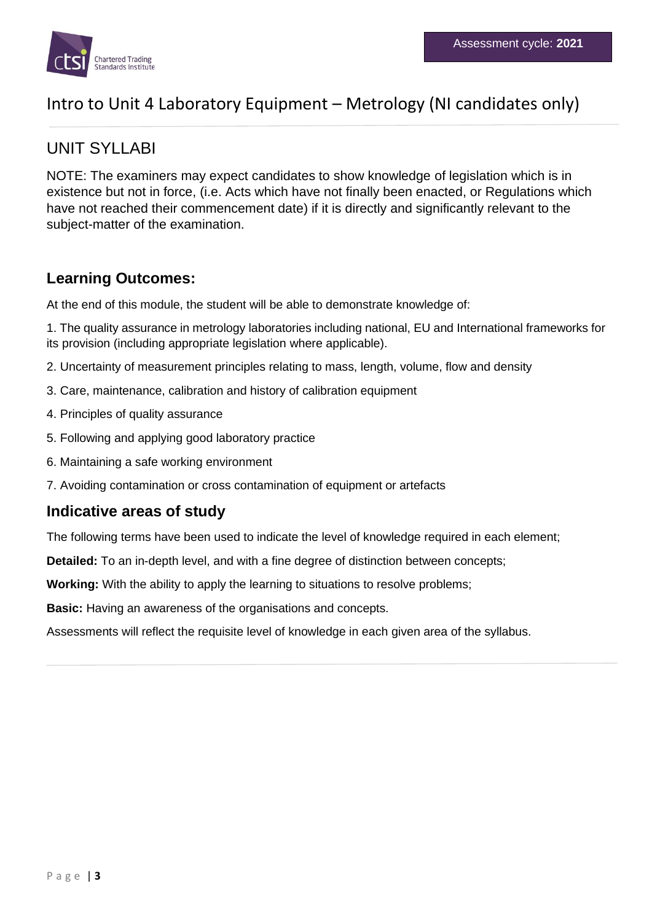Assessment cycle: **2021**

# Intro to Unit 4 Laboratory Equipment – Metrology (NI candidates only)

## UNIT SYLLABI

NOTE: The examiners may expect candidates to show knowledge of legislation which is in existence but not in force, (i.e. Acts which have not finally been enacted, or Regulations which have not reached their commencement date) if it is directly and significantly relevant to the subject-matter of the examination.

### Learning Outcomes:

At the end of this module, the student will be able to demonstrate knowledge of:

1. The quality assurance in metrology laboratories including national, EU and International frameworks for its provision (including appropriate legislation where applicable).
2. Uncertainty of measurement principles relating to mass, length, volume, flow and density
3. Care, maintenance, calibration and history of calibration equipment
4. Principles of quality assurance
5. Following and applying good laboratory practice
6. Maintaining a safe working environment
7. Avoiding contamination or cross contamination of equipment or artefacts

### Indicative areas of study

The following terms have been used to indicate the level of knowledge required in each element;

**Detailed:** To an in-depth level, and with a fine degree of distinction between concepts;

**Working:** With the ability to apply the learning to situations to resolve problems;

**Basic:** Having an awareness of the organisations and concepts.

Assessments will reflect the requisite level of knowledge in each given area of the syllabus.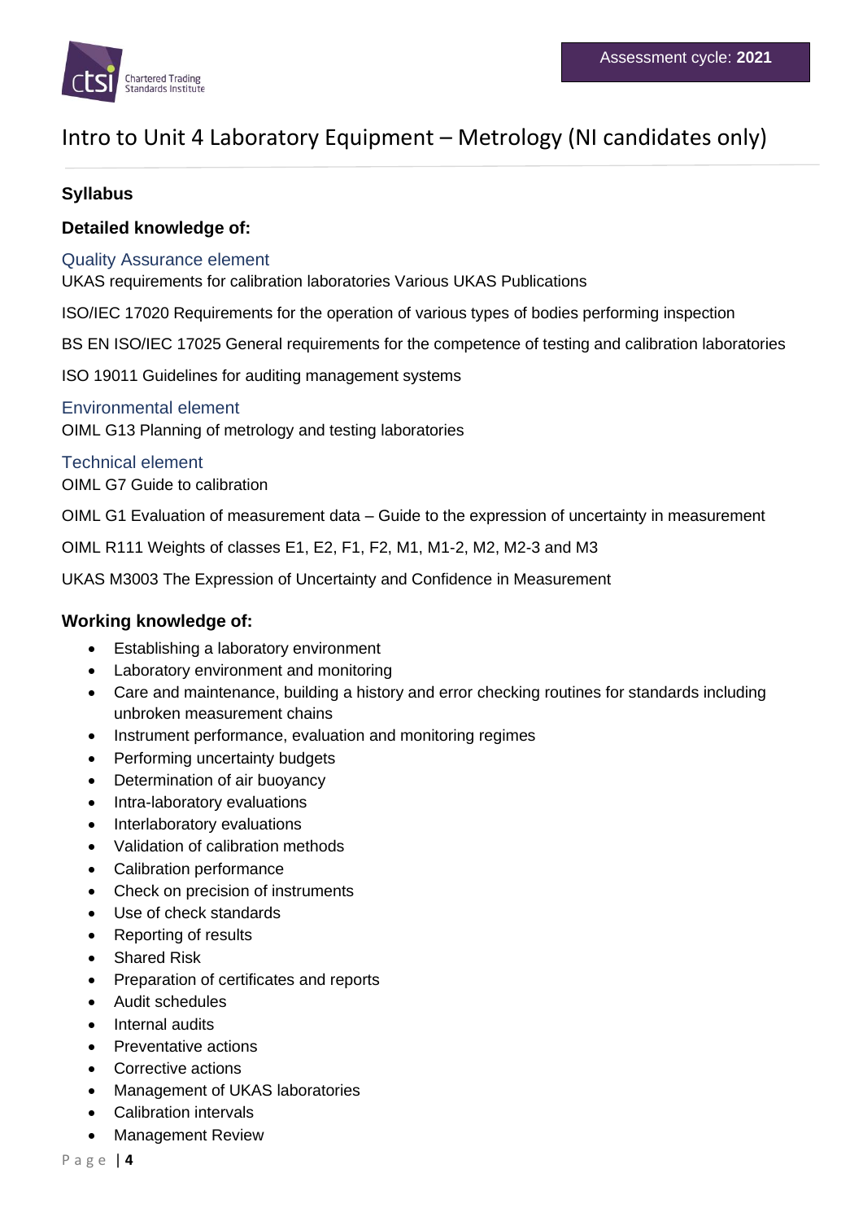# Intro to Unit 4 Laboratory Equipment – Metrology (NI candidates only)

## Syllabus

### Detailed knowledge of:

#### Quality Assurance element

UKAS requirements for calibration laboratories Various UKAS Publications

ISO/IEC 17020 Requirements for the operation of various types of bodies performing inspection

BS EN ISO/IEC 17025 General requirements for the competence of testing and calibration laboratories

ISO 19011 Guidelines for auditing management systems

#### Environmental element

OIML G13 Planning of metrology and testing laboratories

#### Technical element

OIML G7 Guide to calibration

OIML G1 Evaluation of measurement data – Guide to the expression of uncertainty in measurement

OIML R111 Weights of classes E1, E2, F1, F2, M1, M1-2, M2, M2-3 and M3

UKAS M3003 The Expression of Uncertainty and Confidence in Measurement

### Working knowledge of:

- Establishing a laboratory environment
- Laboratory environment and monitoring
- Care and maintenance, building a history and error checking routines for standards including unbroken measurement chains
- Instrument performance, evaluation and monitoring regimes
- Performing uncertainty budgets
- Determination of air buoyancy
- Intra-laboratory evaluations
- Interlaboratory evaluations
- Validation of calibration methods
- Calibration performance
- Check on precision of instruments
- Use of check standards
- Reporting of results
- Shared Risk
- Preparation of certificates and reports
- Audit schedules
- Internal audits
- Preventative actions
- Corrective actions
- Management of UKAS laboratories
- Calibration intervals
- Management Review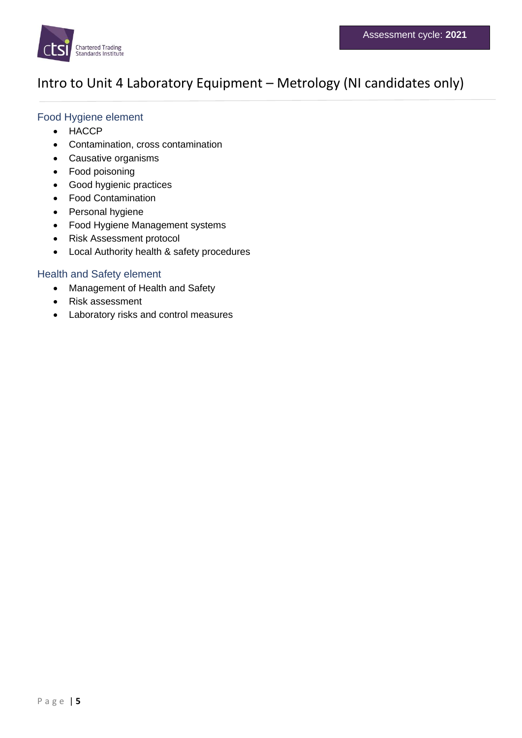# Intro to Unit 4 Laboratory Equipment – Metrology (NI candidates only)

## Food Hygiene element

- HACCP
- Contamination, cross contamination
- Causative organisms
- Food poisoning
- Good hygienic practices
- Food Contamination
- Personal hygiene
- Food Hygiene Management systems
- Risk Assessment protocol
- Local Authority health & safety procedures

## Health and Safety element

- Management of Health and Safety
- Risk assessment
- Laboratory risks and control measures